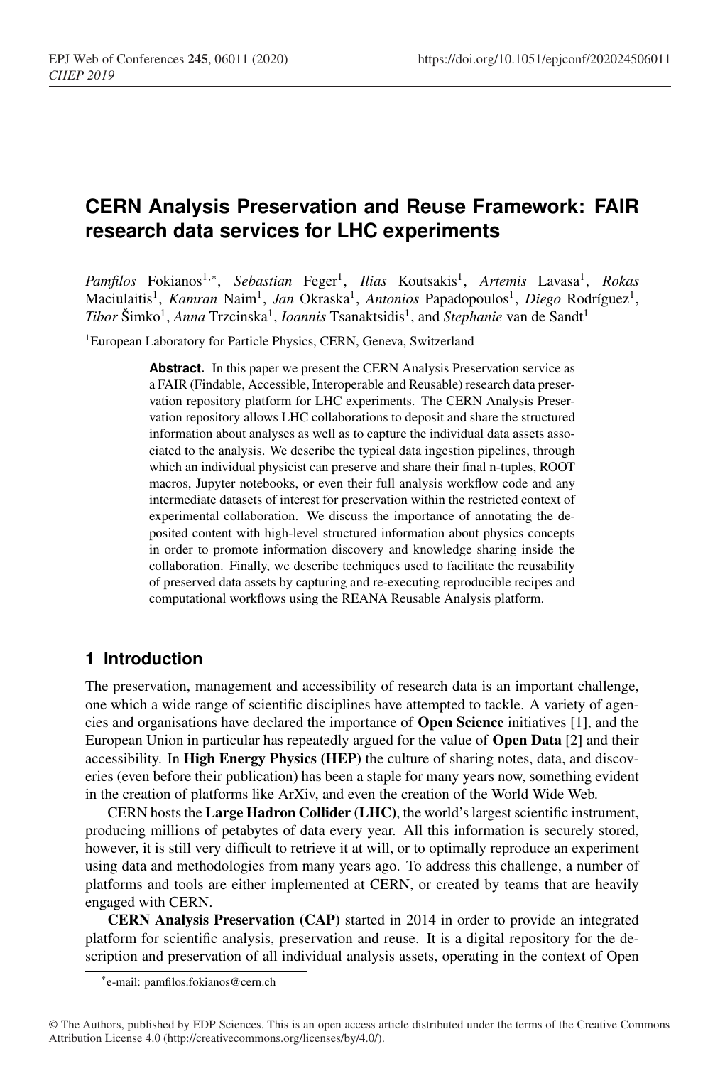# CERN Analysis Preservation and Reuse Framework: FAIR research data services for LHC experiments

*Pamfilos* Fokianos[1,*], *Sebastian* Feger[1], *Ilias* Koutsakis[1], *Artemis* Lavasa[1], *Rokas* Maciulaitis[1], *Kamran* Naim[1], *Jan* Okraska[1], *Antonios* Papadopoulos[1], *Diego* Rodríguez[1], *Tibor* Šimko[1], *Anna* Trzcinska[1], *Ioannis* Tsanaktsidis[1], and *Stephanie* van de Sandt[1]

[1]European Laboratory for Particle Physics, CERN, Geneva, Switzerland

**Abstract.** In this paper we present the CERN Analysis Preservation service as a FAIR (Findable, Accessible, Interoperable and Reusable) research data preservation repository platform for LHC experiments. The CERN Analysis Preservation repository allows LHC collaborations to deposit and share the structured information about analyses as well as to capture the individual data assets associated to the analysis. We describe the typical data ingestion pipelines, through which an individual physicist can preserve and share their final n-tuples, ROOT macros, Jupyter notebooks, or even their full analysis workflow code and any intermediate datasets of interest for preservation within the restricted context of experimental collaboration. We discuss the importance of annotating the deposited content with high-level structured information about physics concepts in order to promote information discovery and knowledge sharing inside the collaboration. Finally, we describe techniques used to facilitate the reusability of preserved data assets by capturing and re-executing reproducible recipes and computational workflows using the REANA Reusable Analysis platform.

## 1 Introduction

The preservation, management and accessibility of research data is an important challenge, one which a wide range of scientific disciplines have attempted to tackle. A variety of agencies and organisations have declared the importance of **Open Science** initiatives [1], and the European Union in particular has repeatedly argued for the value of **Open Data** [2] and their accessibility. In **High Energy Physics (HEP)** the culture of sharing notes, data, and discoveries (even before their publication) has been a staple for many years now, something evident in the creation of platforms like ArXiv, and even the creation of the World Wide Web.

CERN hosts the **Large Hadron Collider (LHC)**, the world's largest scientific instrument, producing millions of petabytes of data every year. All this information is securely stored, however, it is still very difficult to retrieve it at will, or to optimally reproduce an experiment using data and methodologies from many years ago. To address this challenge, a number of platforms and tools are either implemented at CERN, or created by teams that are heavily engaged with CERN.

**CERN Analysis Preservation (CAP)** started in 2014 in order to provide an integrated platform for scientific analysis, preservation and reuse. It is a digital repository for the description and preservation of all individual analysis assets, operating in the context of Open

*e-mail: pamfilos.fokianos@cern.ch

© The Authors, published by EDP Sciences. This is an open access article distributed under the terms of the Creative Commons Attribution License 4.0 (http://creativecommons.org/licenses/by/4.0/).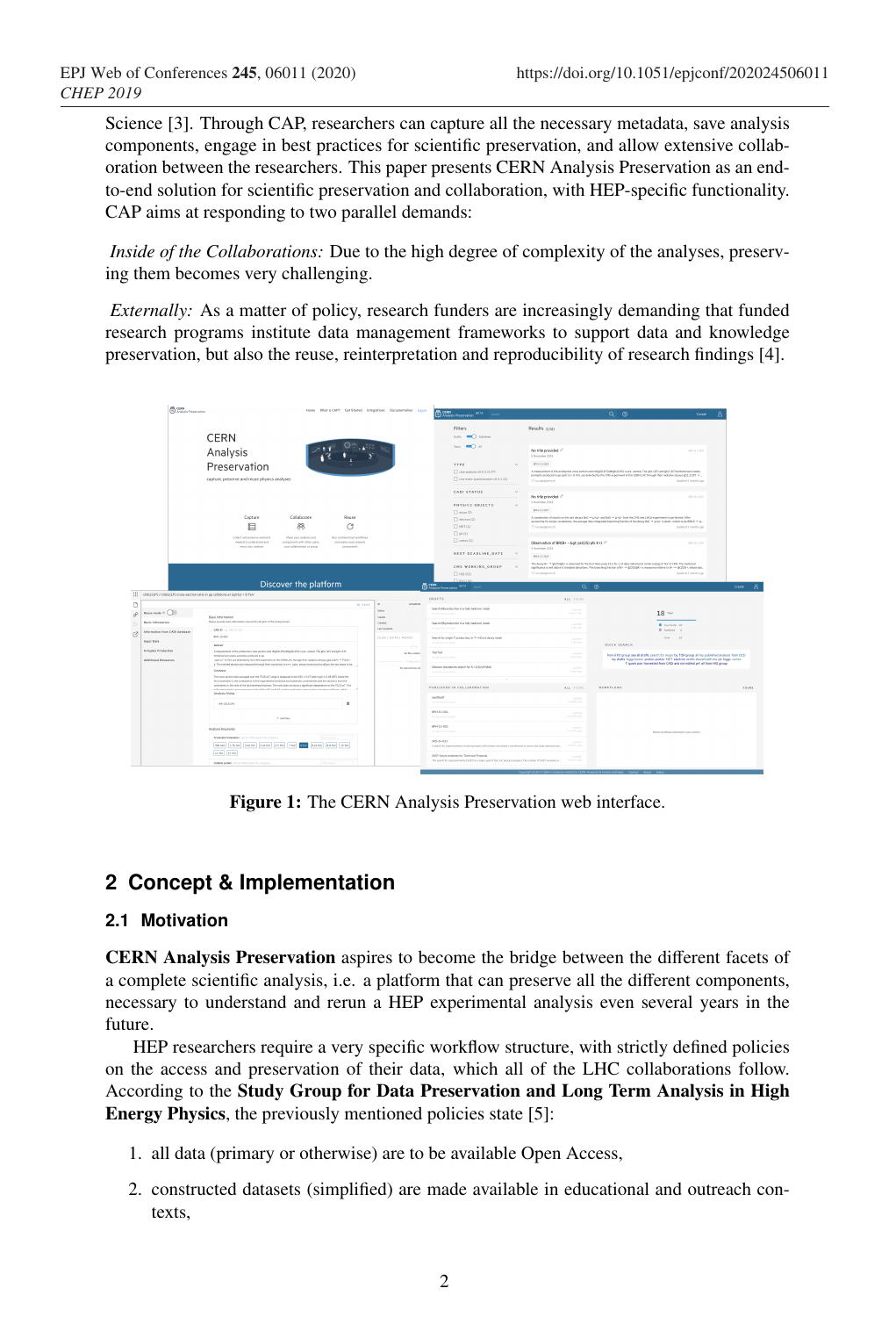Science [3]. Through CAP, researchers can capture all the necessary metadata, save analysis components, engage in best practices for scientific preservation, and allow extensive collaboration between the researchers. This paper presents CERN Analysis Preservation as an end-to-end solution for scientific preservation and collaboration, with HEP-specific functionality. CAP aims at responding to two parallel demands:

*Inside of the Collaborations:* Due to the high degree of complexity of the analyses, preserving them becomes very challenging.

*Externally:* As a matter of policy, research funders are increasingly demanding that funded research programs institute data management frameworks to support data and knowledge preservation, but also the reuse, reinterpretation and reproducibility of research findings [4].

**Figure 1:** The CERN Analysis Preservation web interface.

## 2 Concept & Implementation

### 2.1 Motivation

**CERN Analysis Preservation** aspires to become the bridge between the different facets of a complete scientific analysis, i.e. a platform that can preserve all the different components, necessary to understand and rerun a HEP experimental analysis even several years in the future.

HEP researchers require a very specific workflow structure, with strictly defined policies on the access and preservation of their data, which all of the LHC collaborations follow. According to the **Study Group for Data Preservation and Long Term Analysis in High Energy Physics**, the previously mentioned policies state [5]:

1. all data (primary or otherwise) are to be available Open Access,
2. constructed datasets (simplified) are made available in educational and outreach contexts,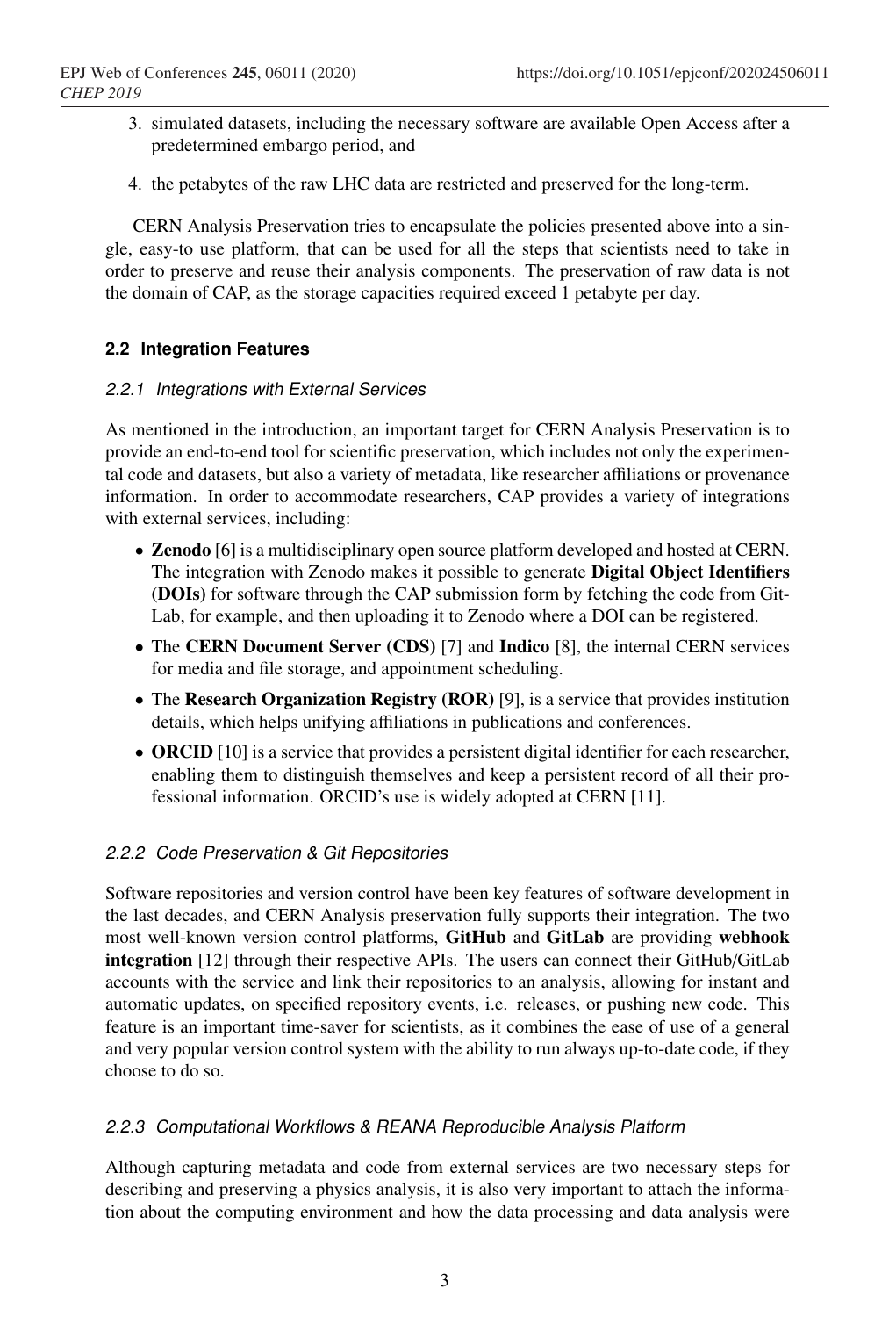3. simulated datasets, including the necessary software are available Open Access after a predetermined embargo period, and
4. the petabytes of the raw LHC data are restricted and preserved for the long-term.

CERN Analysis Preservation tries to encapsulate the policies presented above into a single, easy-to use platform, that can be used for all the steps that scientists need to take in order to preserve and reuse their analysis components. The preservation of raw data is not the domain of CAP, as the storage capacities required exceed 1 petabyte per day.

## 2.2 Integration Features

### *2.2.1 Integrations with External Services*

As mentioned in the introduction, an important target for CERN Analysis Preservation is to provide an end-to-end tool for scientific preservation, which includes not only the experimental code and datasets, but also a variety of metadata, like researcher affiliations or provenance information. In order to accommodate researchers, CAP provides a variety of integrations with external services, including:

- **Zenodo** [6] is a multidisciplinary open source platform developed and hosted at CERN. The integration with Zenodo makes it possible to generate **Digital Object Identifiers (DOIs)** for software through the CAP submission form by fetching the code from GitLab, for example, and then uploading it to Zenodo where a DOI can be registered.
- The **CERN Document Server (CDS)** [7] and **Indico** [8], the internal CERN services for media and file storage, and appointment scheduling.
- The **Research Organization Registry (ROR)** [9], is a service that provides institution details, which helps unifying affiliations in publications and conferences.
- **ORCID** [10] is a service that provides a persistent digital identifier for each researcher, enabling them to distinguish themselves and keep a persistent record of all their professional information. ORCID's use is widely adopted at CERN [11].

### *2.2.2 Code Preservation & Git Repositories*

Software repositories and version control have been key features of software development in the last decades, and CERN Analysis preservation fully supports their integration. The two most well-known version control platforms, **GitHub** and **GitLab** are providing **webhook integration** [12] through their respective APIs. The users can connect their GitHub/GitLab accounts with the service and link their repositories to an analysis, allowing for instant and automatic updates, on specified repository events, i.e. releases, or pushing new code. This feature is an important time-saver for scientists, as it combines the ease of use of a general and very popular version control system with the ability to run always up-to-date code, if they choose to do so.

### *2.2.3 Computational Workflows & REANA Reproducible Analysis Platform*

Although capturing metadata and code from external services are two necessary steps for describing and preserving a physics analysis, it is also very important to attach the information about the computing environment and how the data processing and data analysis were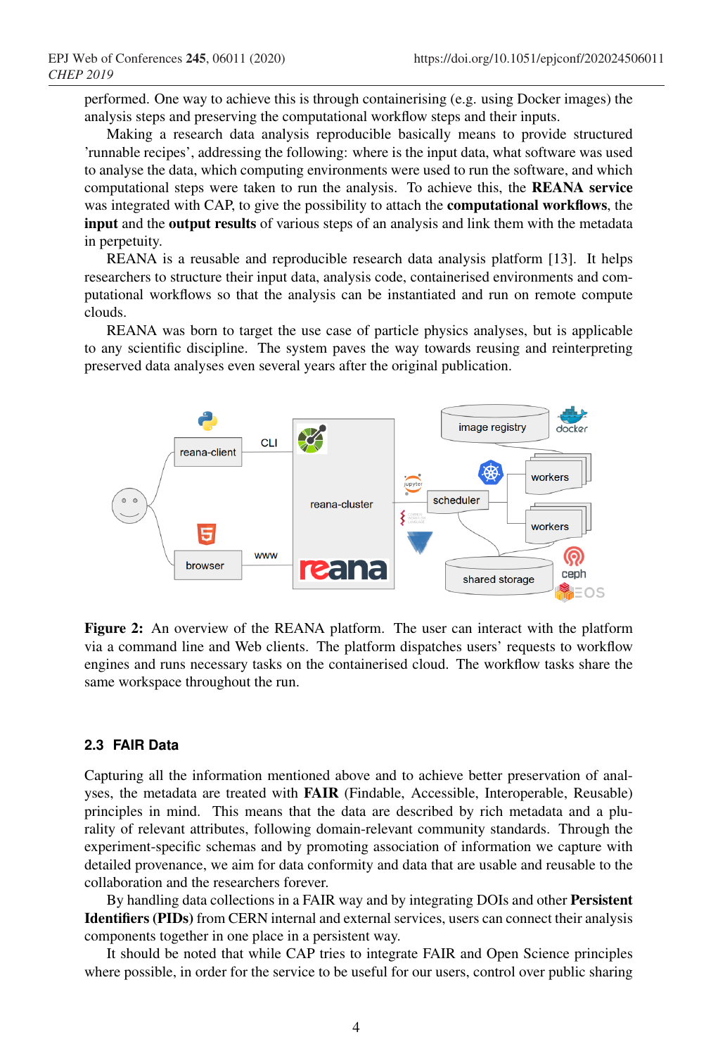performed. One way to achieve this is through containerising (e.g. using Docker images) the analysis steps and preserving the computational workflow steps and their inputs.

Making a research data analysis reproducible basically means to provide structured 'runnable recipes', addressing the following: where is the input data, what software was used to analyse the data, which computing environments were used to run the software, and which computational steps were taken to run the analysis. To achieve this, the **REANA service** was integrated with CAP, to give the possibility to attach the **computational workflows**, the **input** and the **output results** of various steps of an analysis and link them with the metadata in perpetuity.

REANA is a reusable and reproducible research data analysis platform [13]. It helps researchers to structure their input data, analysis code, containerised environments and computational workflows so that the analysis can be instantiated and run on remote compute clouds.

REANA was born to target the use case of particle physics analyses, but is applicable to any scientific discipline. The system paves the way towards reusing and reinterpreting preserved data analyses even several years after the original publication.

reana-client
CLI
browser
www
reana-cluster
reana
image registry
docker
workers
workers
scheduler
shared storage
ceph
EOS

**Figure 2:** An overview of the REANA platform. The user can interact with the platform via a command line and Web clients. The platform dispatches users' requests to workflow engines and runs necessary tasks on the containerised cloud. The workflow tasks share the same workspace throughout the run.

### 2.3 FAIR Data

Capturing all the information mentioned above and to achieve better preservation of analyses, the metadata are treated with **FAIR** (Findable, Accessible, Interoperable, Reusable) principles in mind. This means that the data are described by rich metadata and a plurality of relevant attributes, following domain-relevant community standards. Through the experiment-specific schemas and by promoting association of information we capture with detailed provenance, we aim for data conformity and data that are usable and reusable to the collaboration and the researchers forever.

By handling data collections in a FAIR way and by integrating DOIs and other **Persistent Identifiers (PIDs)** from CERN internal and external services, users can connect their analysis components together in one place in a persistent way.

It should be noted that while CAP tries to integrate FAIR and Open Science principles where possible, in order for the service to be useful for our users, control over public sharing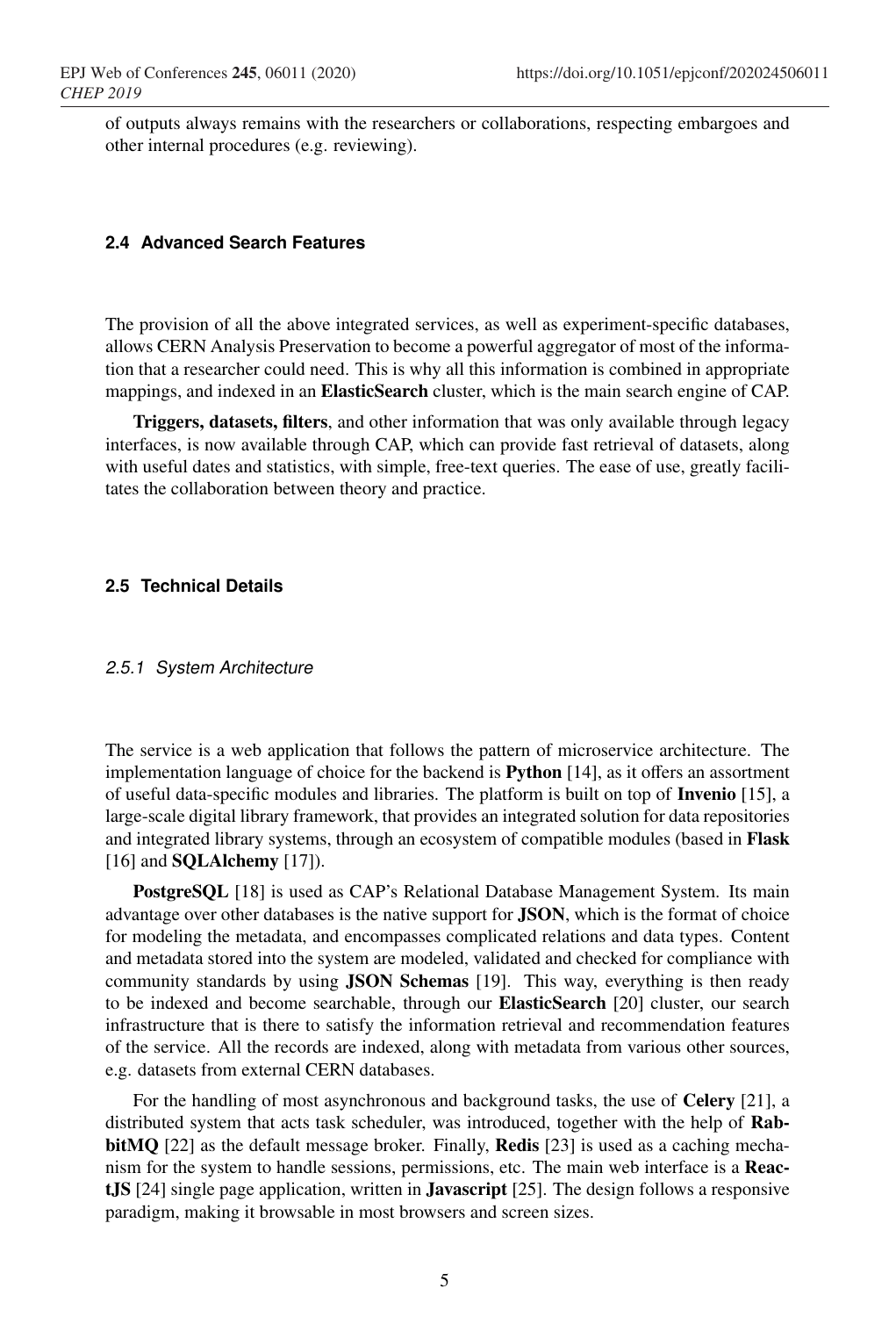of outputs always remains with the researchers or collaborations, respecting embargoes and other internal procedures (e.g. reviewing).

### 2.4 Advanced Search Features

The provision of all the above integrated services, as well as experiment-specific databases, allows CERN Analysis Preservation to become a powerful aggregator of most of the information that a researcher could need. This is why all this information is combined in appropriate mappings, and indexed in an **ElasticSearch** cluster, which is the main search engine of CAP.

**Triggers, datasets, filters**, and other information that was only available through legacy interfaces, is now available through CAP, which can provide fast retrieval of datasets, along with useful dates and statistics, with simple, free-text queries. The ease of use, greatly facilitates the collaboration between theory and practice.

### 2.5 Technical Details

#### *2.5.1 System Architecture*

The service is a web application that follows the pattern of microservice architecture. The implementation language of choice for the backend is **Python** [14], as it offers an assortment of useful data-specific modules and libraries. The platform is built on top of **Invenio** [15], a large-scale digital library framework, that provides an integrated solution for data repositories and integrated library systems, through an ecosystem of compatible modules (based in **Flask** [16] and **SQLAlchemy** [17]).

**PostgreSQL** [18] is used as CAP's Relational Database Management System. Its main advantage over other databases is the native support for **JSON**, which is the format of choice for modeling the metadata, and encompasses complicated relations and data types. Content and metadata stored into the system are modeled, validated and checked for compliance with community standards by using **JSON Schemas** [19]. This way, everything is then ready to be indexed and become searchable, through our **ElasticSearch** [20] cluster, our search infrastructure that is there to satisfy the information retrieval and recommendation features of the service. All the records are indexed, along with metadata from various other sources, e.g. datasets from external CERN databases.

For the handling of most asynchronous and background tasks, the use of **Celery** [21], a distributed system that acts task scheduler, was introduced, together with the help of **RabbitMQ** [22] as the default message broker. Finally, **Redis** [23] is used as a caching mechanism for the system to handle sessions, permissions, etc. The main web interface is a **ReactJS** [24] single page application, written in **Javascript** [25]. The design follows a responsive paradigm, making it browsable in most browsers and screen sizes.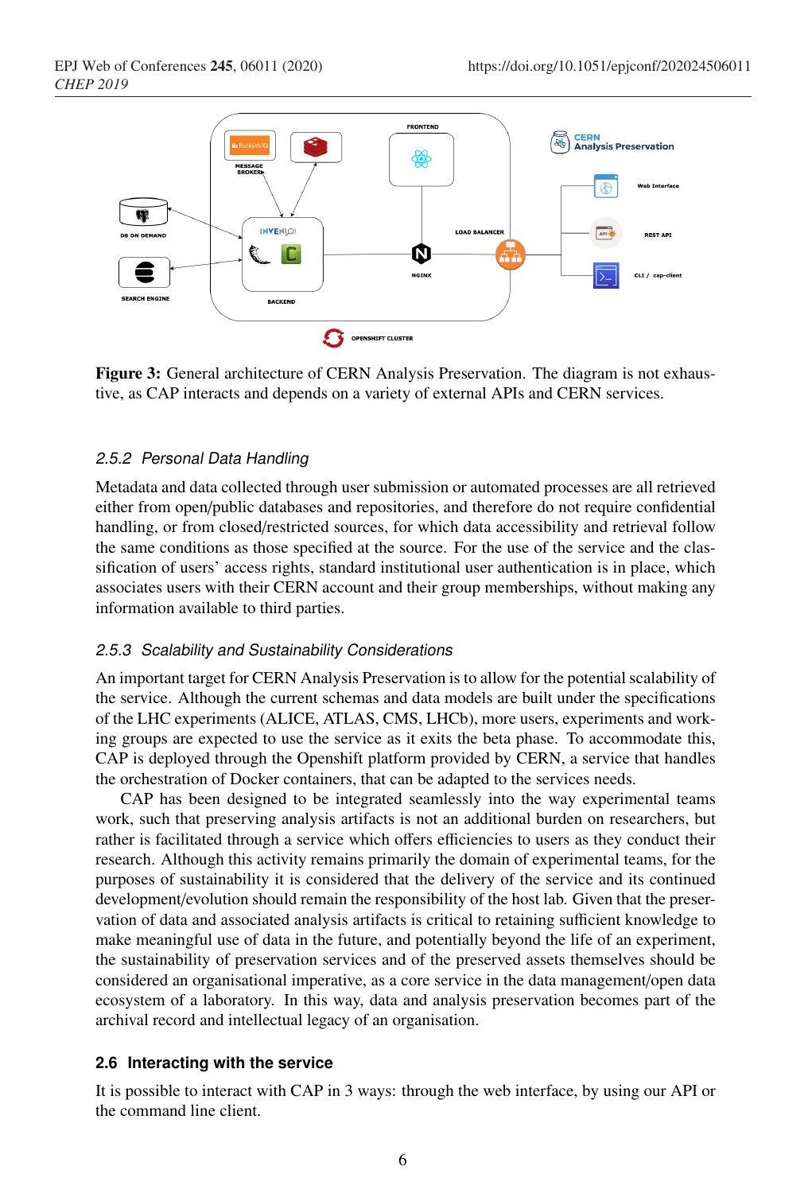FRONTEND

MESSAGE BROKER

DB ON DEMAND

SEARCH ENGINE

BACKEND

NGINX

LOAD BALANCER

OPENSHIFT CLUSTER

CERN Analysis Preservation

Web Interface

REST API

CLI / cap-client

**Figure 3:** General architecture of CERN Analysis Preservation. The diagram is not exhaustive, as CAP interacts and depends on a variety of external APIs and CERN services.

#### 2.5.2 Personal Data Handling

Metadata and data collected through user submission or automated processes are all retrieved either from open/public databases and repositories, and therefore do not require confidential handling, or from closed/restricted sources, for which data accessibility and retrieval follow the same conditions as those specified at the source. For the use of the service and the classification of users' access rights, standard institutional user authentication is in place, which associates users with their CERN account and their group memberships, without making any information available to third parties.

#### 2.5.3 Scalability and Sustainability Considerations

An important target for CERN Analysis Preservation is to allow for the potential scalability of the service. Although the current schemas and data models are built under the specifications of the LHC experiments (ALICE, ATLAS, CMS, LHCb), more users, experiments and working groups are expected to use the service as it exits the beta phase. To accommodate this, CAP is deployed through the Openshift platform provided by CERN, a service that handles the orchestration of Docker containers, that can be adapted to the services needs.

CAP has been designed to be integrated seamlessly into the way experimental teams work, such that preserving analysis artifacts is not an additional burden on researchers, but rather is facilitated through a service which offers efficiencies to users as they conduct their research. Although this activity remains primarily the domain of experimental teams, for the purposes of sustainability it is considered that the delivery of the service and its continued development/evolution should remain the responsibility of the host lab. Given that the preservation of data and associated analysis artifacts is critical to retaining sufficient knowledge to make meaningful use of data in the future, and potentially beyond the life of an experiment, the sustainability of preservation services and of the preserved assets themselves should be considered an organisational imperative, as a core service in the data management/open data ecosystem of a laboratory. In this way, data and analysis preservation becomes part of the archival record and intellectual legacy of an organisation.

### 2.6 Interacting with the service

It is possible to interact with CAP in 3 ways: through the web interface, by using our API or the command line client.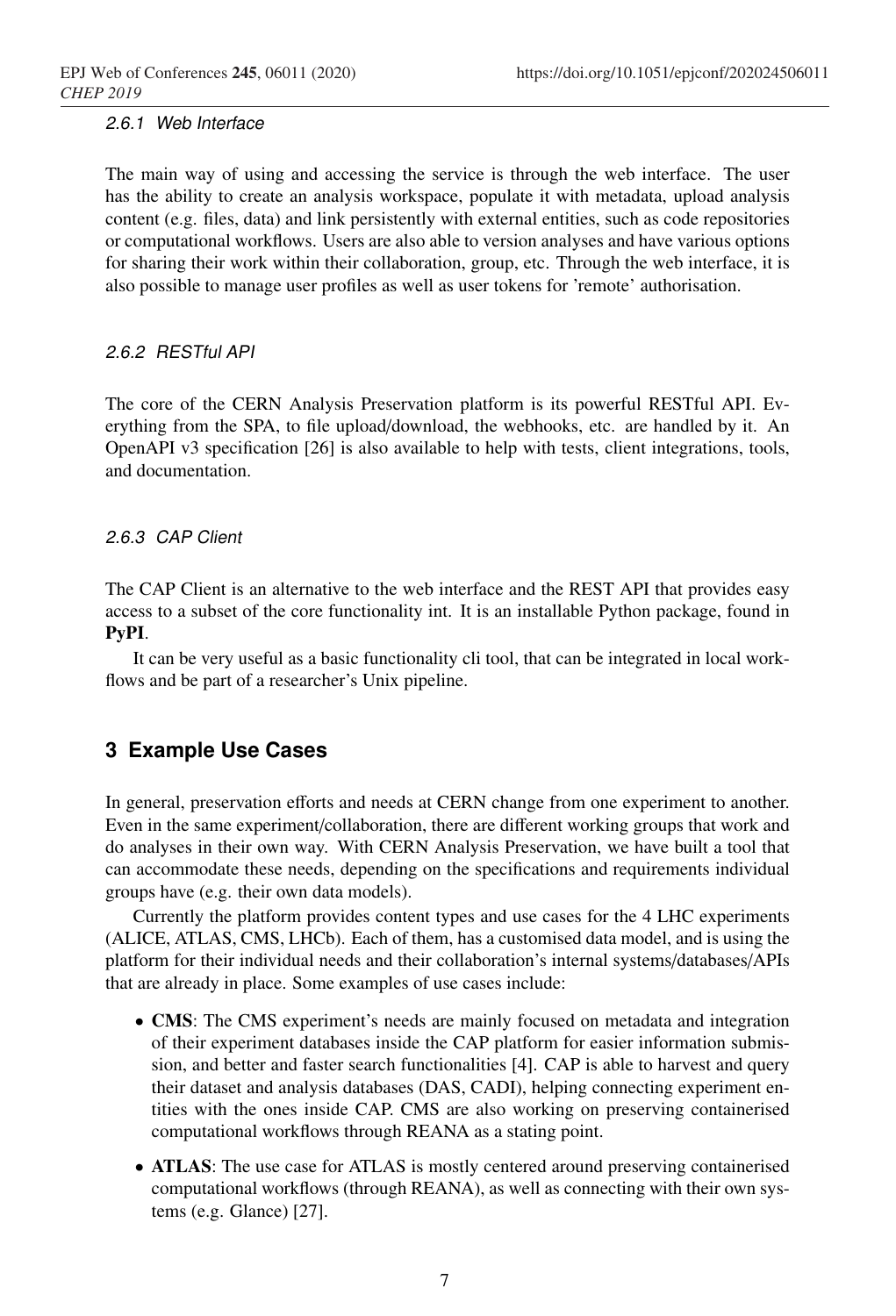#### 2.6.1 Web Interface

The main way of using and accessing the service is through the web interface. The user has the ability to create an analysis workspace, populate it with metadata, upload analysis content (e.g. files, data) and link persistently with external entities, such as code repositories or computational workflows. Users are also able to version analyses and have various options for sharing their work within their collaboration, group, etc. Through the web interface, it is also possible to manage user profiles as well as user tokens for 'remote' authorisation.

#### 2.6.2 RESTful API

The core of the CERN Analysis Preservation platform is its powerful RESTful API. Everything from the SPA, to file upload/download, the webhooks, etc. are handled by it. An OpenAPI v3 specification [26] is also available to help with tests, client integrations, tools, and documentation.

#### 2.6.3 CAP Client

The CAP Client is an alternative to the web interface and the REST API that provides easy access to a subset of the core functionality int. It is an installable Python package, found in **PyPI**.

It can be very useful as a basic functionality cli tool, that can be integrated in local workflows and be part of a researcher's Unix pipeline.

## 3 Example Use Cases

In general, preservation efforts and needs at CERN change from one experiment to another. Even in the same experiment/collaboration, there are different working groups that work and do analyses in their own way. With CERN Analysis Preservation, we have built a tool that can accommodate these needs, depending on the specifications and requirements individual groups have (e.g. their own data models).

Currently the platform provides content types and use cases for the 4 LHC experiments (ALICE, ATLAS, CMS, LHCb). Each of them, has a customised data model, and is using the platform for their individual needs and their collaboration's internal systems/databases/APIs that are already in place. Some examples of use cases include:

- **CMS**: The CMS experiment's needs are mainly focused on metadata and integration of their experiment databases inside the CAP platform for easier information submission, and better and faster search functionalities [4]. CAP is able to harvest and query their dataset and analysis databases (DAS, CADI), helping connecting experiment entities with the ones inside CAP. CMS are also working on preserving containerised computational workflows through REANA as a stating point.
- **ATLAS**: The use case for ATLAS is mostly centered around preserving containerised computational workflows (through REANA), as well as connecting with their own systems (e.g. Glance) [27].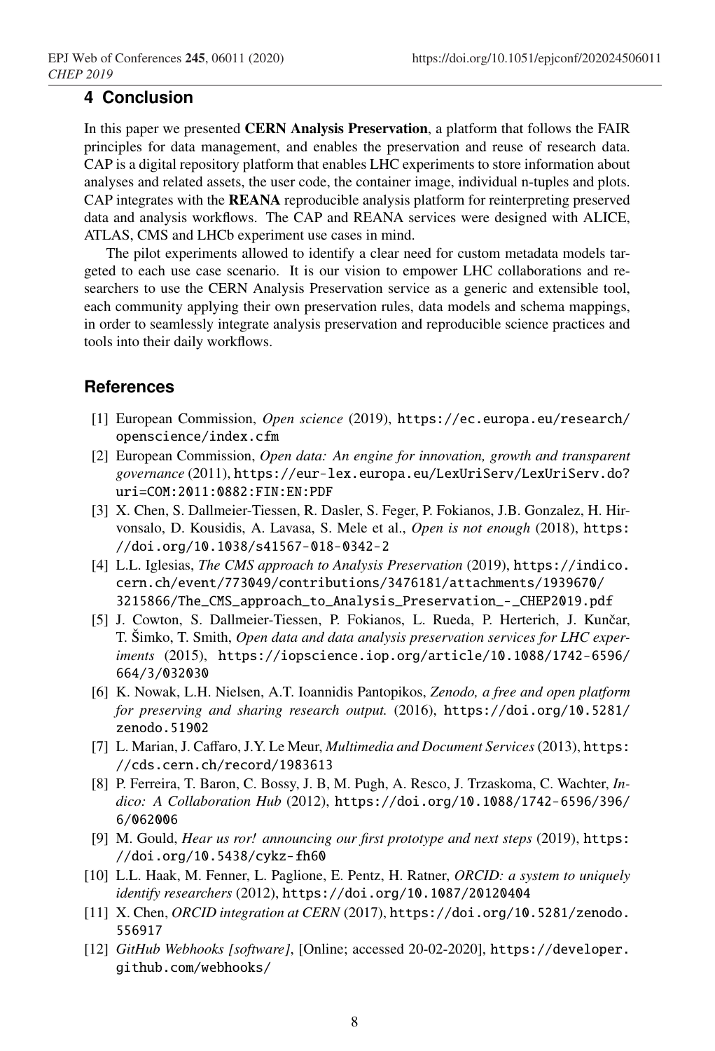## 4 Conclusion

In this paper we presented **CERN Analysis Preservation**, a platform that follows the FAIR principles for data management, and enables the preservation and reuse of research data. CAP is a digital repository platform that enables LHC experiments to store information about analyses and related assets, the user code, the container image, individual n-tuples and plots. CAP integrates with the **REANA** reproducible analysis platform for reinterpreting preserved data and analysis workflows. The CAP and REANA services were designed with ALICE, ATLAS, CMS and LHCb experiment use cases in mind.

The pilot experiments allowed to identify a clear need for custom metadata models targeted to each use case scenario. It is our vision to empower LHC collaborations and researchers to use the CERN Analysis Preservation service as a generic and extensible tool, each community applying their own preservation rules, data models and schema mappings, in order to seamlessly integrate analysis preservation and reproducible science practices and tools into their daily workflows.

## References

[1] European Commission, *Open science* (2019), https://ec.europa.eu/research/openscience/index.cfm

[2] European Commission, *Open data: An engine for innovation, growth and transparent governance* (2011), https://eur-lex.europa.eu/LexUriServ/LexUriServ.do?uri=COM:2011:0882:FIN:EN:PDF

[3] X. Chen, S. Dallmeier-Tiessen, R. Dasler, S. Feger, P. Fokianos, J.B. Gonzalez, H. Hirvonsalo, D. Kousidis, A. Lavasa, S. Mele et al., *Open is not enough* (2018), https://doi.org/10.1038/s41567-018-0342-2

[4] L.L. Iglesias, *The CMS approach to Analysis Preservation* (2019), https://indico.cern.ch/event/773049/contributions/3476181/attachments/1939670/3215866/The_CMS_approach_to_Analysis_Preservation_-_CHEP2019.pdf

[5] J. Cowton, S. Dallmeier-Tiessen, P. Fokianos, L. Rueda, P. Herterich, J. Kunčar, T. Šimko, T. Smith, *Open data and data analysis preservation services for LHC experiments* (2015), https://iopscience.iop.org/article/10.1088/1742-6596/664/3/032030

[6] K. Nowak, L.H. Nielsen, A.T. Ioannidis Pantopikos, *Zenodo, a free and open platform for preserving and sharing research output.* (2016), https://doi.org/10.5281/zenodo.51902

[7] L. Marian, J. Caffaro, J.Y. Le Meur, *Multimedia and Document Services* (2013), https://cds.cern.ch/record/1983613

[8] P. Ferreira, T. Baron, C. Bossy, J. B, M. Pugh, A. Resco, J. Trzaskoma, C. Wachter, *Indico: A Collaboration Hub* (2012), https://doi.org/10.1088/1742-6596/396/6/062006

[9] M. Gould, *Hear us ror! announcing our first prototype and next steps* (2019), https://doi.org/10.5438/cykz-fh60

[10] L.L. Haak, M. Fenner, L. Paglione, E. Pentz, H. Ratner, *ORCID: a system to uniquely identify researchers* (2012), https://doi.org/10.1087/20120404

[11] X. Chen, *ORCID integration at CERN* (2017), https://doi.org/10.5281/zenodo.556917

[12] *GitHub Webhooks [software]*, [Online; accessed 20-02-2020], https://developer.github.com/webhooks/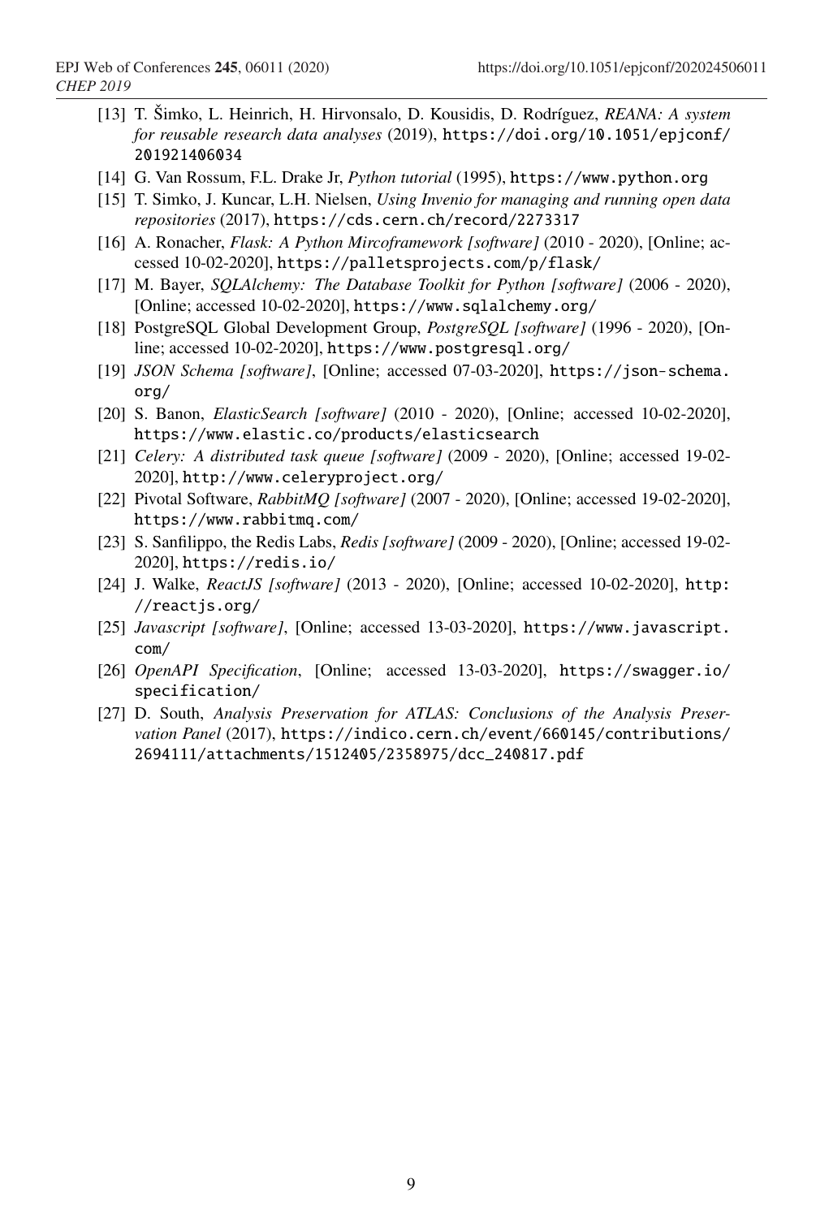[13] T. Šimko, L. Heinrich, H. Hirvonsalo, D. Kousidis, D. Rodríguez, *REANA: A system for reusable research data analyses* (2019), https://doi.org/10.1051/epjconf/201921406034

[14] G. Van Rossum, F.L. Drake Jr, *Python tutorial* (1995), https://www.python.org

[15] T. Simko, J. Kuncar, L.H. Nielsen, *Using Invenio for managing and running open data repositories* (2017), https://cds.cern.ch/record/2273317

[16] A. Ronacher, *Flask: A Python Mircoframework [software]* (2010 - 2020), [Online; accessed 10-02-2020], https://palletsprojects.com/p/flask/

[17] M. Bayer, *SQLAlchemy: The Database Toolkit for Python [software]* (2006 - 2020), [Online; accessed 10-02-2020], https://www.sqlalchemy.org/

[18] PostgreSQL Global Development Group, *PostgreSQL [software]* (1996 - 2020), [Online; accessed 10-02-2020], https://www.postgresql.org/

[19] *JSON Schema [software]*, [Online; accessed 07-03-2020], https://json-schema.org/

[20] S. Banon, *ElasticSearch [software]* (2010 - 2020), [Online; accessed 10-02-2020], https://www.elastic.co/products/elasticsearch

[21] *Celery: A distributed task queue [software]* (2009 - 2020), [Online; accessed 19-02-2020], http://www.celeryproject.org/

[22] Pivotal Software, *RabbitMQ [software]* (2007 - 2020), [Online; accessed 19-02-2020], https://www.rabbitmq.com/

[23] S. Sanfilippo, the Redis Labs, *Redis [software]* (2009 - 2020), [Online; accessed 19-02-2020], https://redis.io/

[24] J. Walke, *ReactJS [software]* (2013 - 2020), [Online; accessed 10-02-2020], http://reactjs.org/

[25] *Javascript [software]*, [Online; accessed 13-03-2020], https://www.javascript.com/

[26] *OpenAPI Specification*, [Online; accessed 13-03-2020], https://swagger.io/specification/

[27] D. South, *Analysis Preservation for ATLAS: Conclusions of the Analysis Preservation Panel* (2017), https://indico.cern.ch/event/660145/contributions/2694111/attachments/1512405/2358975/dcc_240817.pdf